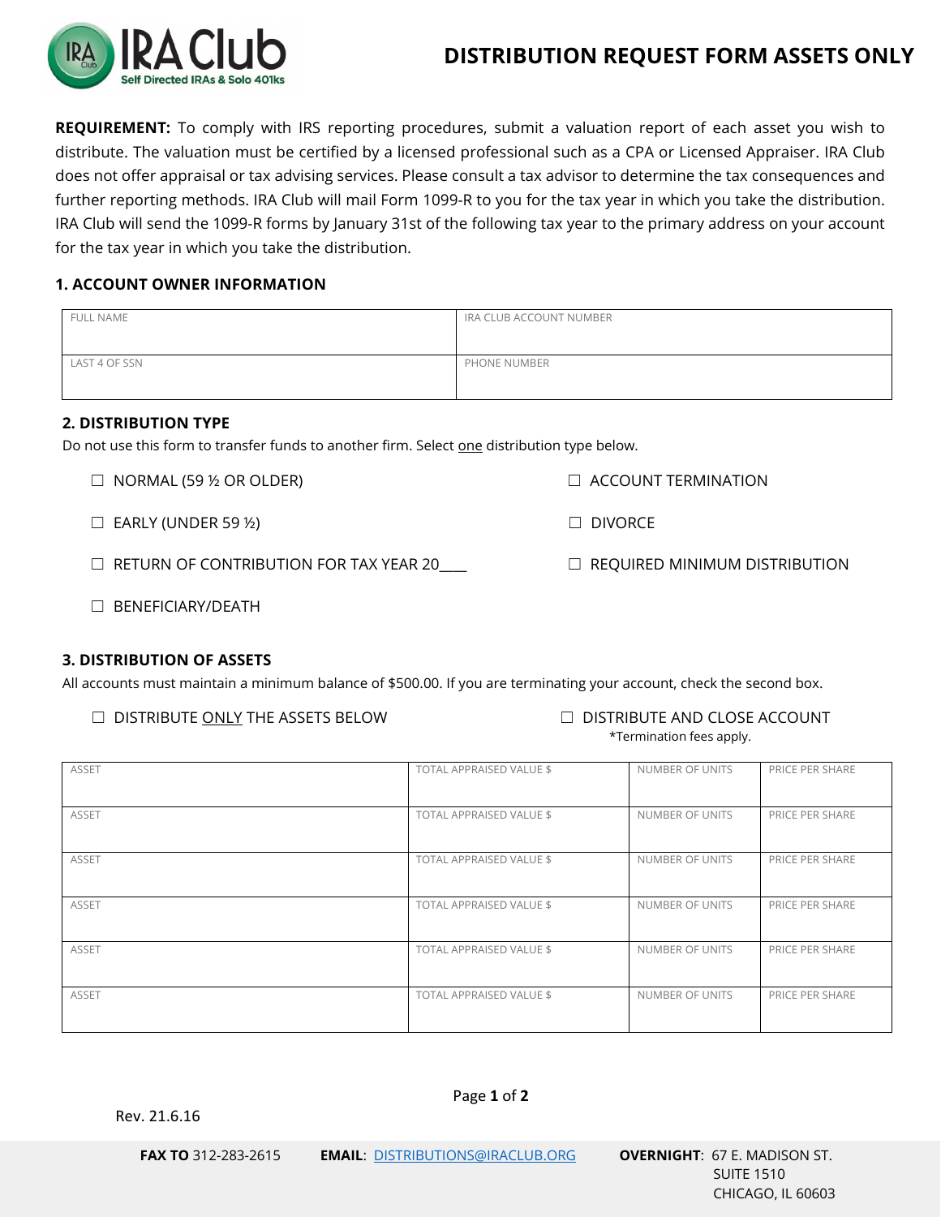# DISTRIBUTION REQUEST FORM ASSETS ONLY

**REQUIREMENT:** To comply with IRS reporting procedures, submit a valuation report of each asset you wish to distribute. The valuation must be certified by a licensed professional such as a CPA or Licensed Appraiser. IRA Club does not offer appraisal or tax advising services. Please consult a tax advisor to determine the tax consequences and further reporting methods. IRA Club will mail Form 1099-R to you for the tax year in which you take the distribution. IRA Club will send the 1099-R forms by January 31st of the following tax year to the primary address on your account for the tax year in which you take the distribution.

## 1. ACCOUNT OWNER INFORMATION

| FULL NAME | IRA CLUB ACCOUNT NUMBER |
|---|---|
| LAST 4 OF SSN | PHONE NUMBER |

## 2. DISTRIBUTION TYPE

Do not use this form to transfer funds to another firm. Select one distribution type below.

- ☐ NORMAL (59 ½ OR OLDER)
- ☐ ACCOUNT TERMINATION
- ☐ EARLY (UNDER 59 ½)
- ☐ DIVORCE
- ☐ RETURN OF CONTRIBUTION FOR TAX YEAR 20____
- ☐ REQUIRED MINIMUM DISTRIBUTION
- ☐ BENEFICIARY/DEATH

## 3. DISTRIBUTION OF ASSETS

All accounts must maintain a minimum balance of $500.00. If you are terminating your account, check the second box.

- ☐ DISTRIBUTE ONLY THE ASSETS BELOW
- ☐ DISTRIBUTE AND CLOSE ACCOUNT
  *Termination fees apply.

| ASSET | TOTAL APPRAISED VALUE $ | NUMBER OF UNITS | PRICE PER SHARE |
|---|---|---|---|
| ASSET | TOTAL APPRAISED VALUE $ | NUMBER OF UNITS | PRICE PER SHARE |
| ASSET | TOTAL APPRAISED VALUE $ | NUMBER OF UNITS | PRICE PER SHARE |
| ASSET | TOTAL APPRAISED VALUE $ | NUMBER OF UNITS | PRICE PER SHARE |
| ASSET | TOTAL APPRAISED VALUE $ | NUMBER OF UNITS | PRICE PER SHARE |
| ASSET | TOTAL APPRAISED VALUE $ | NUMBER OF UNITS | PRICE PER SHARE |

Rev. 21.6.16

**FAX TO** 312-283-2615 **EMAIL**: DISTRIBUTIONS@IRACLUB.ORG **OVERNIGHT**: 67 E. MADISON ST. SUITE 1510 CHICAGO, IL 60603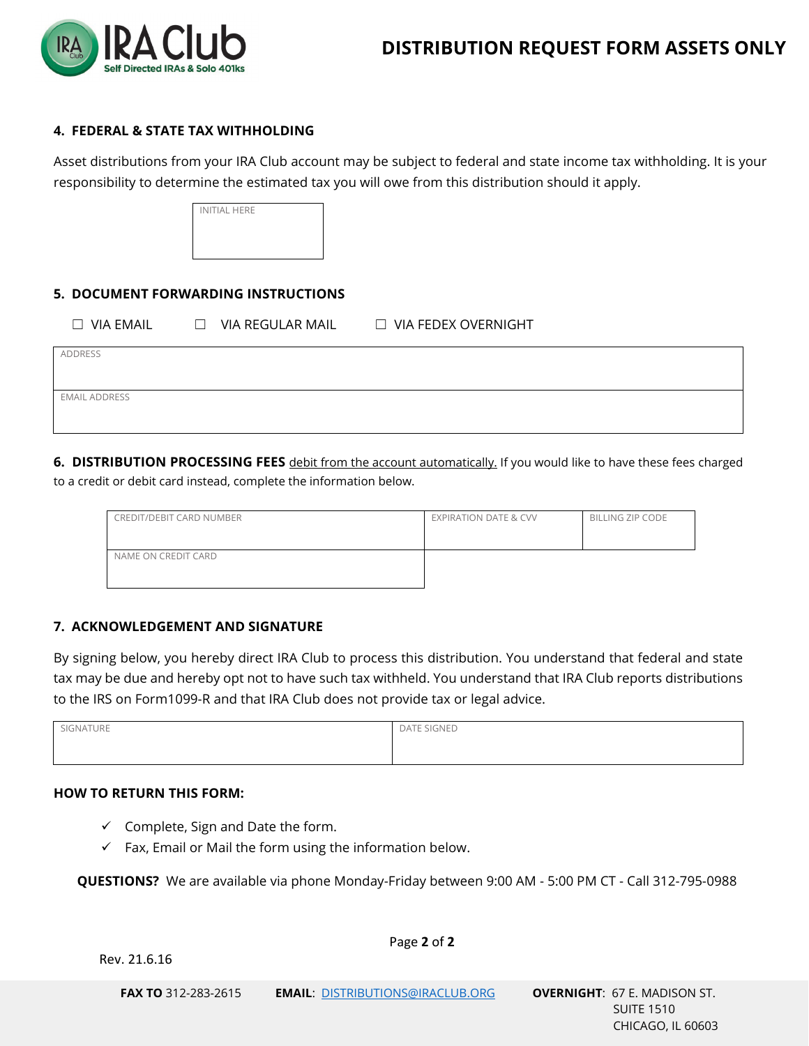# DISTRIBUTION REQUEST FORM ASSETS ONLY

## 4. FEDERAL & STATE TAX WITHHOLDING

Asset distributions from your IRA Club account may be subject to federal and state income tax withholding. It is your responsibility to determine the estimated tax you will owe from this distribution should it apply.

| INITIAL HERE |
|---|
| |

## 5. DOCUMENT FORWARDING INSTRUCTIONS

☐ VIA EMAIL ☐ VIA REGULAR MAIL ☐ VIA FEDEX OVERNIGHT

| |
|---|
| ADDRESS |
| EMAIL ADDRESS |

## 6. DISTRIBUTION PROCESSING FEES

**DISTRIBUTION PROCESSING FEES** debit from the account automatically. If you would like to have these fees charged to a credit or debit card instead, complete the information below.

| CREDIT/DEBIT CARD NUMBER | EXPIRATION DATE & CVV | BILLING ZIP CODE |
|---|---|---|
| NAME ON CREDIT CARD | | |

## 7. ACKNOWLEDGEMENT AND SIGNATURE

By signing below, you hereby direct IRA Club to process this distribution. You understand that federal and state tax may be due and hereby opt not to have such tax withheld. You understand that IRA Club reports distributions to the IRS on Form1099-R and that IRA Club does not provide tax or legal advice.

| SIGNATURE | DATE SIGNED |
|---|---|
| | |

**HOW TO RETURN THIS FORM:**

- ✓ Complete, Sign and Date the form.
- ✓ Fax, Email or Mail the form using the information below.

**QUESTIONS?** We are available via phone Monday-Friday between 9:00 AM - 5:00 PM CT - Call 312-795-0988

Rev. 21.6.16

**FAX TO** 312-283-2615 **EMAIL**: DISTRIBUTIONS@IRACLUB.ORG **OVERNIGHT**: 67 E. MADISON ST. SUITE 1510 CHICAGO, IL 60603